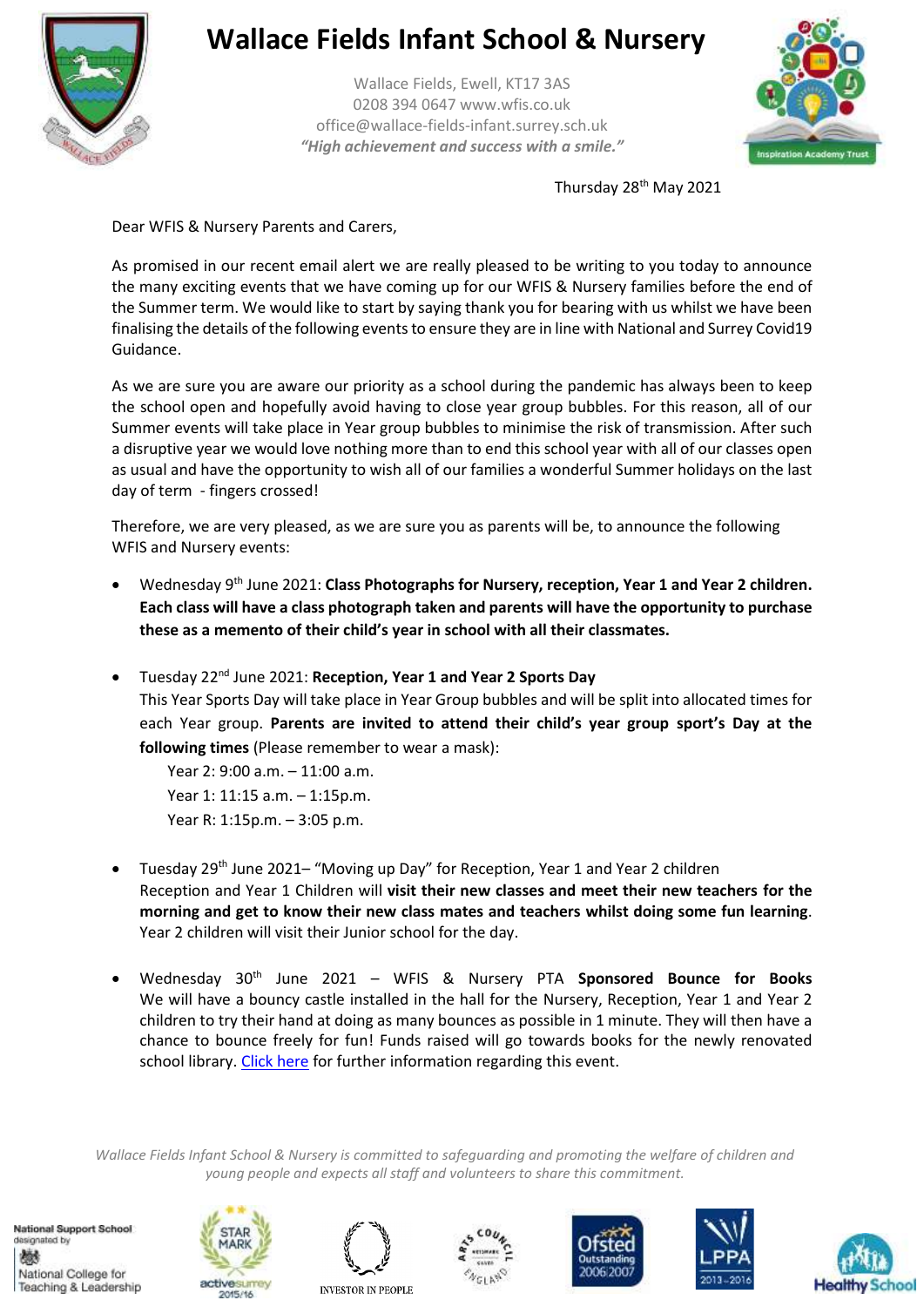# Wallace Fields Infant School & Nursery

Wallace Fields, Ewell, KT17 3AS
0208 394 0647 www.wfis.co.uk
office@wallace-fields-infant.surrey.sch.uk
*"High achievement and success with a smile."*

Thursday 28th May 2021

Dear WFIS & Nursery Parents and Carers,

As promised in our recent email alert we are really pleased to be writing to you today to announce the many exciting events that we have coming up for our WFIS & Nursery families before the end of the Summer term. We would like to start by saying thank you for bearing with us whilst we have been finalising the details of the following events to ensure they are in line with National and Surrey Covid19 Guidance.

As we are sure you are aware our priority as a school during the pandemic has always been to keep the school open and hopefully avoid having to close year group bubbles. For this reason, all of our Summer events will take place in Year group bubbles to minimise the risk of transmission. After such a disruptive year we would love nothing more than to end this school year with all of our classes open as usual and have the opportunity to wish all of our families a wonderful Summer holidays on the last day of term - fingers crossed!

Therefore, we are very pleased, as we are sure you as parents will be, to announce the following WFIS and Nursery events:

- Wednesday 9th June 2021: **Class Photographs for Nursery, reception, Year 1 and Year 2 children. Each class will have a class photograph taken and parents will have the opportunity to purchase these as a memento of their child's year in school with all their classmates.**

- Tuesday 22nd June 2021: **Reception, Year 1 and Year 2 Sports Day**
  This Year Sports Day will take place in Year Group bubbles and will be split into allocated times for each Year group. **Parents are invited to attend their child's year group sport's Day at the following times** (Please remember to wear a mask):
  - Year 2: 9:00 a.m. – 11:00 a.m.
  - Year 1: 11:15 a.m. – 1:15p.m.
  - Year R: 1:15p.m. – 3:05 p.m.

- Tuesday 29th June 2021– "Moving up Day" for Reception, Year 1 and Year 2 children
  Reception and Year 1 Children will **visit their new classes and meet their new teachers for the morning and get to know their new class mates and teachers whilst doing some fun learning**. Year 2 children will visit their Junior school for the day.

- Wednesday 30th June 2021 – WFIS & Nursery PTA **Sponsored Bounce for Books**
  We will have a bouncy castle installed in the hall for the Nursery, Reception, Year 1 and Year 2 children to try their hand at doing as many bounces as possible in 1 minute. They will then have a chance to bounce freely for fun! Funds raised will go towards books for the newly renovated school library. [Click here] for further information regarding this event.

*Wallace Fields Infant School & Nursery is committed to safeguarding and promoting the welfare of children and young people and expects all staff and volunteers to share this commitment.*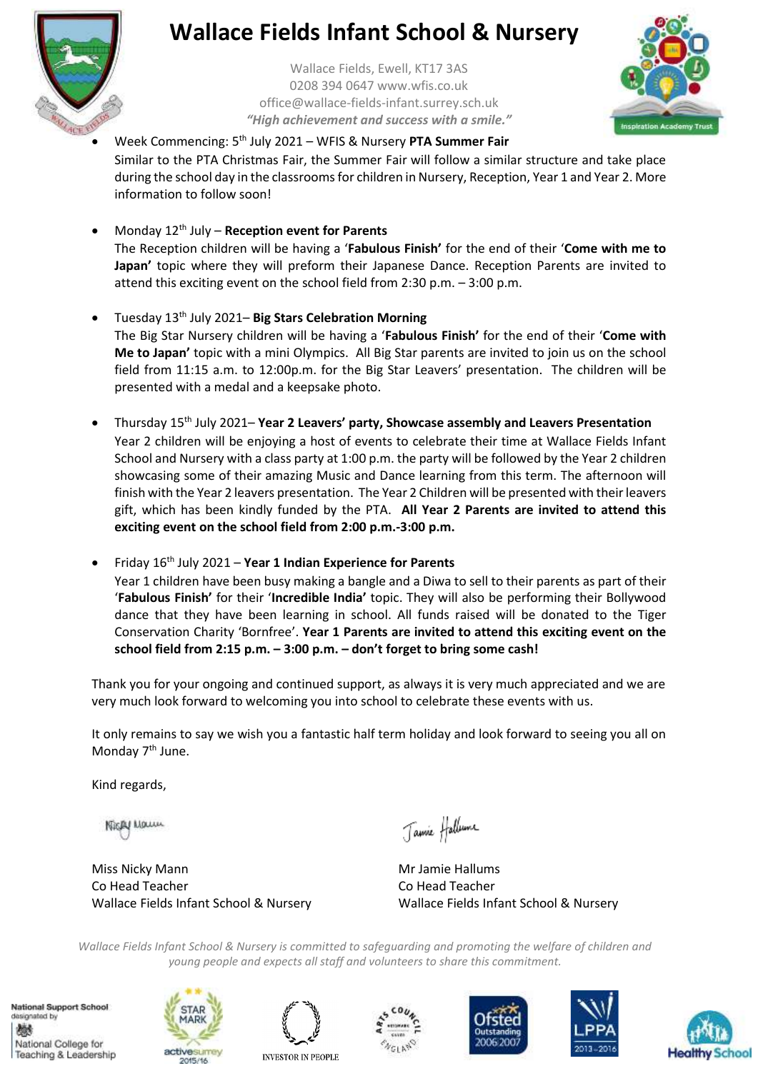# Wallace Fields Infant School & Nursery

Wallace Fields, Ewell, KT17 3AS
0208 394 0647 www.wfis.co.uk
office@wallace-fields-infant.surrey.sch.uk
*"High achievement and success with a smile."*

- Week Commencing: 5th July 2021 – WFIS & Nursery **PTA Summer Fair**
  Similar to the PTA Christmas Fair, the Summer Fair will follow a similar structure and take place during the school day in the classrooms for children in Nursery, Reception, Year 1 and Year 2. More information to follow soon!

- Monday 12th July – **Reception event for Parents**
  The Reception children will be having a '**Fabulous Finish'** for the end of their '**Come with me to Japan'** topic where they will preform their Japanese Dance. Reception Parents are invited to attend this exciting event on the school field from 2:30 p.m. – 3:00 p.m.

- Tuesday 13th July 2021– **Big Stars Celebration Morning**
  The Big Star Nursery children will be having a '**Fabulous Finish'** for the end of their '**Come with Me to Japan'** topic with a mini Olympics. All Big Star parents are invited to join us on the school field from 11:15 a.m. to 12:00p.m. for the Big Star Leavers' presentation. The children will be presented with a medal and a keepsake photo.

- Thursday 15th July 2021– **Year 2 Leavers' party, Showcase assembly and Leavers Presentation**
  Year 2 children will be enjoying a host of events to celebrate their time at Wallace Fields Infant School and Nursery with a class party at 1:00 p.m. the party will be followed by the Year 2 children showcasing some of their amazing Music and Dance learning from this term. The afternoon will finish with the Year 2 leavers presentation. The Year 2 Children will be presented with their leavers gift, which has been kindly funded by the PTA. **All Year 2 Parents are invited to attend this exciting event on the school field from 2:00 p.m.-3:00 p.m.**

- Friday 16th July 2021 – **Year 1 Indian Experience for Parents**
  Year 1 children have been busy making a bangle and a Diwa to sell to their parents as part of their '**Fabulous Finish'** for their '**Incredible India'** topic. They will also be performing their Bollywood dance that they have been learning in school. All funds raised will be donated to the Tiger Conservation Charity 'Bornfree'. **Year 1 Parents are invited to attend this exciting event on the school field from 2:15 p.m. – 3:00 p.m. – don't forget to bring some cash!**

Thank you for your ongoing and continued support, as always it is very much appreciated and we are very much look forward to welcoming you into school to celebrate these events with us.

It only remains to say we wish you a fantastic half term holiday and look forward to seeing you all on Monday 7th June.

Kind regards,

Miss Nicky Mann
Co Head Teacher
Wallace Fields Infant School & Nursery

Mr Jamie Hallums
Co Head Teacher
Wallace Fields Infant School & Nursery

*Wallace Fields Infant School & Nursery is committed to safeguarding and promoting the welfare of children and young people and expects all staff and volunteers to share this commitment.*